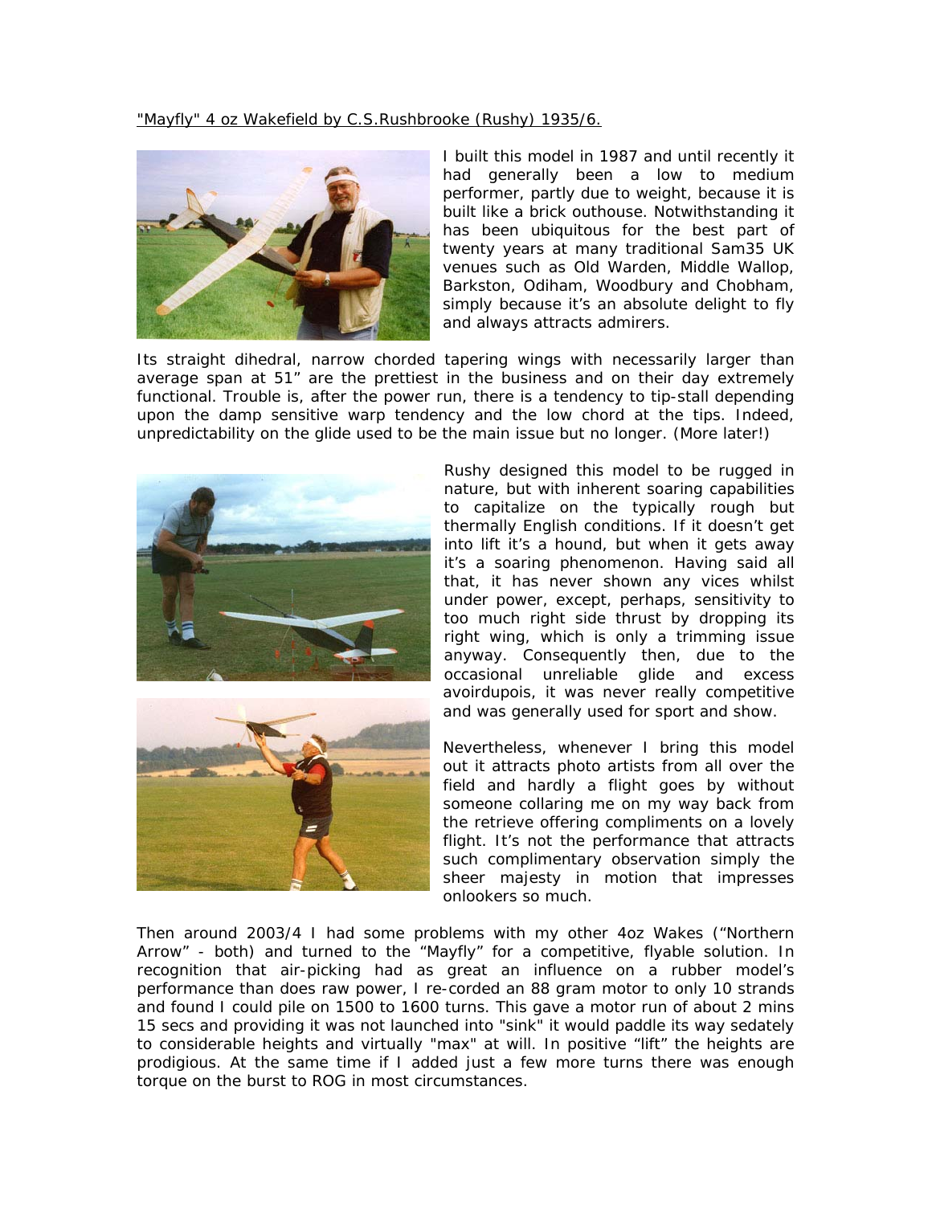"Mayfly" 4 oz Wakefield by C.S.Rushbrooke (Rushy) 1935/6.

I built this model in 1987 and until recently it had generally been a low to medium performer, partly due to weight, because it is built like a brick outhouse. Notwithstanding it has been ubiquitous for the best part of twenty years at many traditional Sam35 UK venues such as Old Warden, Middle Wallop, Barkston, Odiham, Woodbury and Chobham, simply because it's an absolute delight to fly and always attracts admirers.

Its straight dihedral, narrow chorded tapering wings with necessarily larger than average span at 51" are the prettiest in the business and on their day extremely functional. Trouble is, after the power run, there is a tendency to tip-stall depending upon the damp sensitive warp tendency and the low chord at the tips. Indeed, unpredictability on the glide used to be the main issue but no longer. (More later!)

Rushy designed this model to be rugged in nature, but with inherent soaring capabilities to capitalize on the typically rough but thermally English conditions. If it doesn't get into lift it's a hound, but when it gets away it's a soaring phenomenon. Having said all that, it has never shown any vices whilst under power, except, perhaps, sensitivity to too much right side thrust by dropping its right wing, which is only a trimming issue anyway. Consequently then, due to the occasional unreliable glide and excess avoirdupois, it was never really competitive and was generally used for sport and show.

Nevertheless, whenever I bring this model out it attracts photo artists from all over the field and hardly a flight goes by without someone collaring me on my way back from the retrieve offering compliments on a lovely flight. It's not the performance that attracts such complimentary observation simply the sheer majesty in motion that impresses onlookers so much.

Then around 2003/4 I had some problems with my other 4oz Wakes ("Northern Arrow" - both) and turned to the "Mayfly" for a competitive, flyable solution. In recognition that air-picking had as great an influence on a rubber model's performance than does raw power, I re-corded an 88 gram motor to only 10 strands and found I could pile on 1500 to 1600 turns. This gave a motor run of about 2 mins 15 secs and providing it was not launched into "sink" it would paddle its way sedately to considerable heights and virtually "max" at will. In positive "lift" the heights are prodigious. At the same time if I added just a few more turns there was enough torque on the burst to ROG in most circumstances.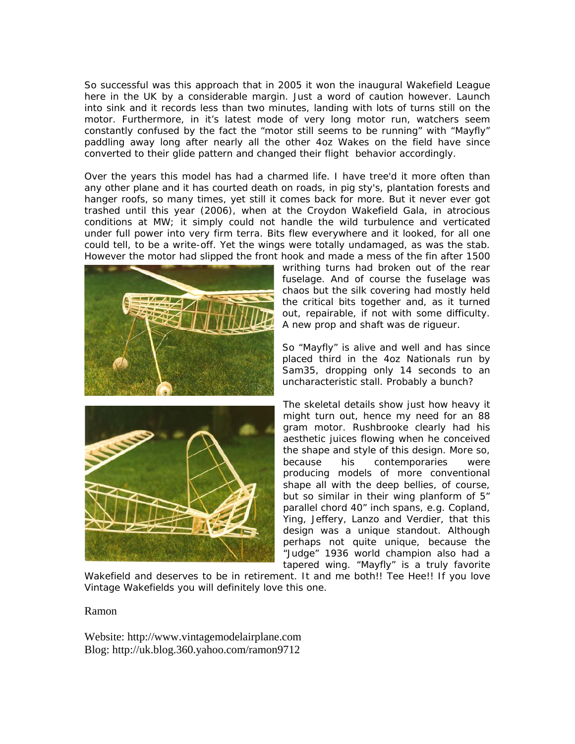So successful was this approach that in 2005 it won the inaugural Wakefield League here in the UK by a considerable margin. Just a word of caution however. Launch into sink and it records less than two minutes, landing with lots of turns still on the motor. Furthermore, in it's latest mode of very long motor run, watchers seem constantly confused by the fact the "motor still seems to be running" with "Mayfly" paddling away long after nearly all the other 4oz Wakes on the field have since converted to their glide pattern and changed their flight behavior accordingly.

Over the years this model has had a charmed life. I have tree'd it more often than any other plane and it has courted death on roads, in pig sty's, plantation forests and hanger roofs, so many times, yet still it comes back for more. But it never ever got trashed until this year (2006), when at the Croydon Wakefield Gala, in atrocious conditions at MW; it simply could not handle the wild turbulence and verticated under full power into very firm terra. Bits flew everywhere and it looked, for all one could tell, to be a write-off. Yet the wings were totally undamaged, as was the stab. However the motor had slipped the front hook and made a mess of the fin after 1500 writhing turns had broken out of the rear fuselage. And of course the fuselage was chaos but the silk covering had mostly held the critical bits together and, as it turned out, repairable, if not with some difficulty. A new prop and shaft was de rigueur.

So "Mayfly" is alive and well and has since placed third in the 4oz Nationals run by Sam35, dropping only 14 seconds to an uncharacteristic stall. Probably a bunch?

The skeletal details show just how heavy it might turn out, hence my need for an 88 gram motor. Rushbrooke clearly had his aesthetic juices flowing when he conceived the shape and style of this design. More so, because his contemporaries were producing models of more conventional shape all with the deep bellies, of course, but so similar in their wing planform of 5" parallel chord 40" inch spans, e.g. Copland, Ying, Jeffery, Lanzo and Verdier, that this design was a unique standout. Although perhaps not quite unique, because the "Judge" 1936 world champion also had a tapered wing. "Mayfly" is a truly favorite Wakefield and deserves to be in retirement. It and me both!! Tee Hee!! If you love Vintage Wakefields you will definitely love this one.

Ramon

Website: http://www.vintagemodelairplane.com
Blog: http://uk.blog.360.yahoo.com/ramon9712